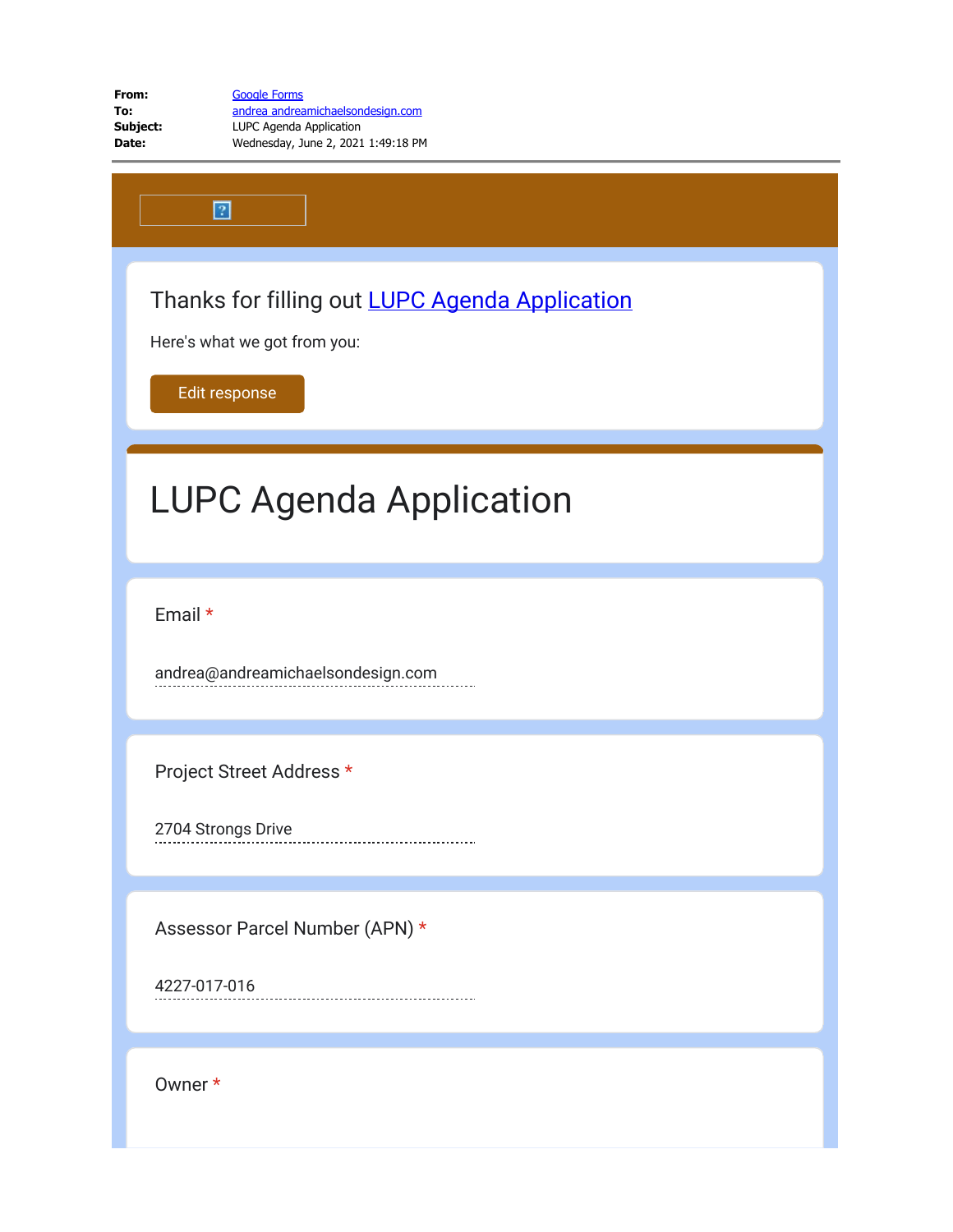**From:** Google Forms
**To:** andrea andreamichaelsondesign.com
**Subject:** LUPC Agenda Application
**Date:** Wednesday, June 2, 2021 1:49:18 PM

Thanks for filling out LUPC Agenda Application

Here's what we got from you:

Edit response

# LUPC Agenda Application

Email *

andrea@andreamichaelsondesign.com

Project Street Address *

2704 Strongs Drive

Assessor Parcel Number (APN) *

4227-017-016

Owner *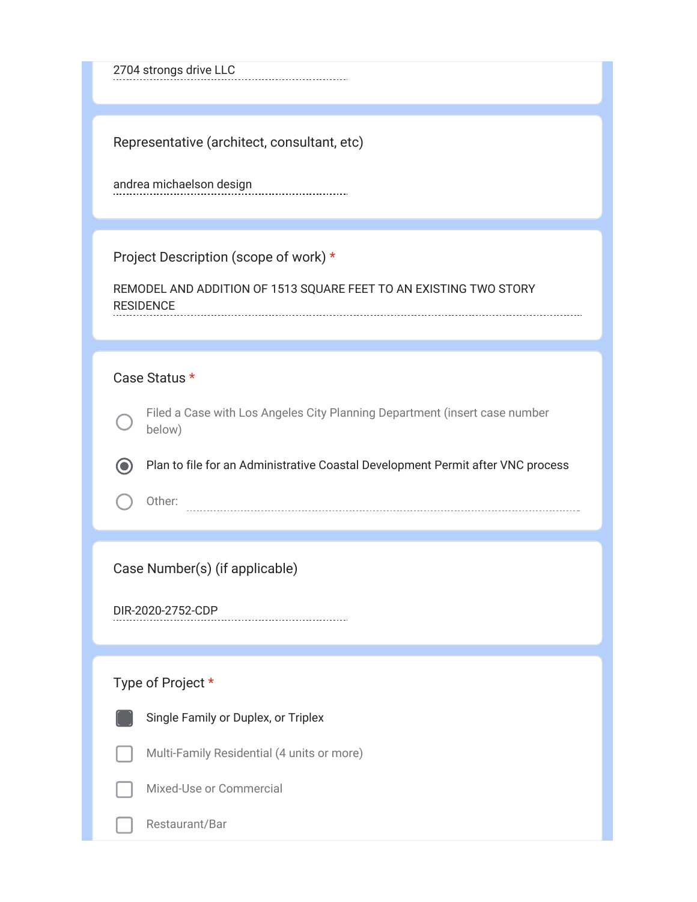2704 strongs drive LLC

## Representative (architect, consultant, etc)

andrea michaelson design

## Project Description (scope of work) *

REMODEL AND ADDITION OF 1513 SQUARE FEET TO AN EXISTING TWO STORY RESIDENCE

## Case Status *

- ○ Filed a Case with Los Angeles City Planning Department (insert case number below)
- ◉ Plan to file for an Administrative Coastal Development Permit after VNC process
- ○ Other:

## Case Number(s) (if applicable)

DIR-2020-2752-CDP

## Type of Project *

- [x] Single Family or Duplex, or Triplex
- [ ] Multi-Family Residential (4 units or more)
- [ ] Mixed-Use or Commercial
- [ ] Restaurant/Bar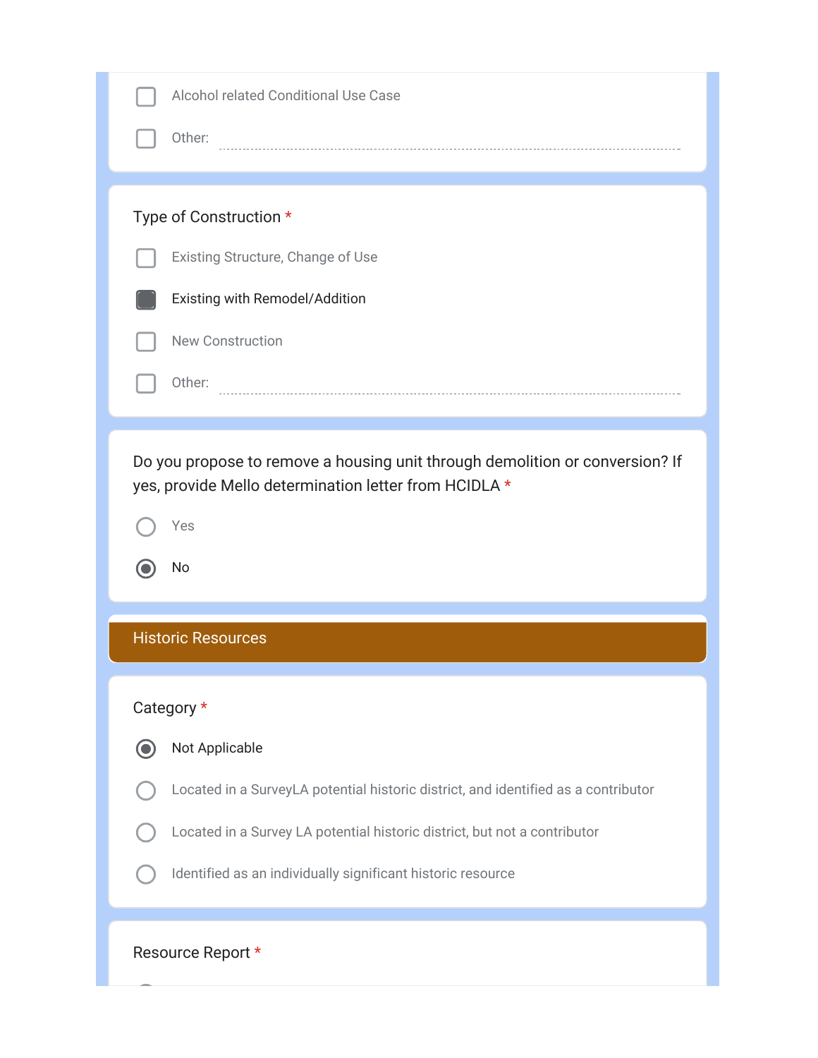- [ ] Alcohol related Conditional Use Case
- [ ] Other: ______________________

Type of Construction *

- [ ] Existing Structure, Change of Use
- [x] Existing with Remodel/Addition
- [ ] New Construction
- [ ] Other: ______________________

Do you propose to remove a housing unit through demolition or conversion? If yes, provide Mello determination letter from HCIDLA *

- ( ) Yes
- (•) No

## Historic Resources

Category *

- (•) Not Applicable
- ( ) Located in a SurveyLA potential historic district, and identified as a contributor
- ( ) Located in a Survey LA potential historic district, but not a contributor
- ( ) Identified as an individually significant historic resource

Resource Report *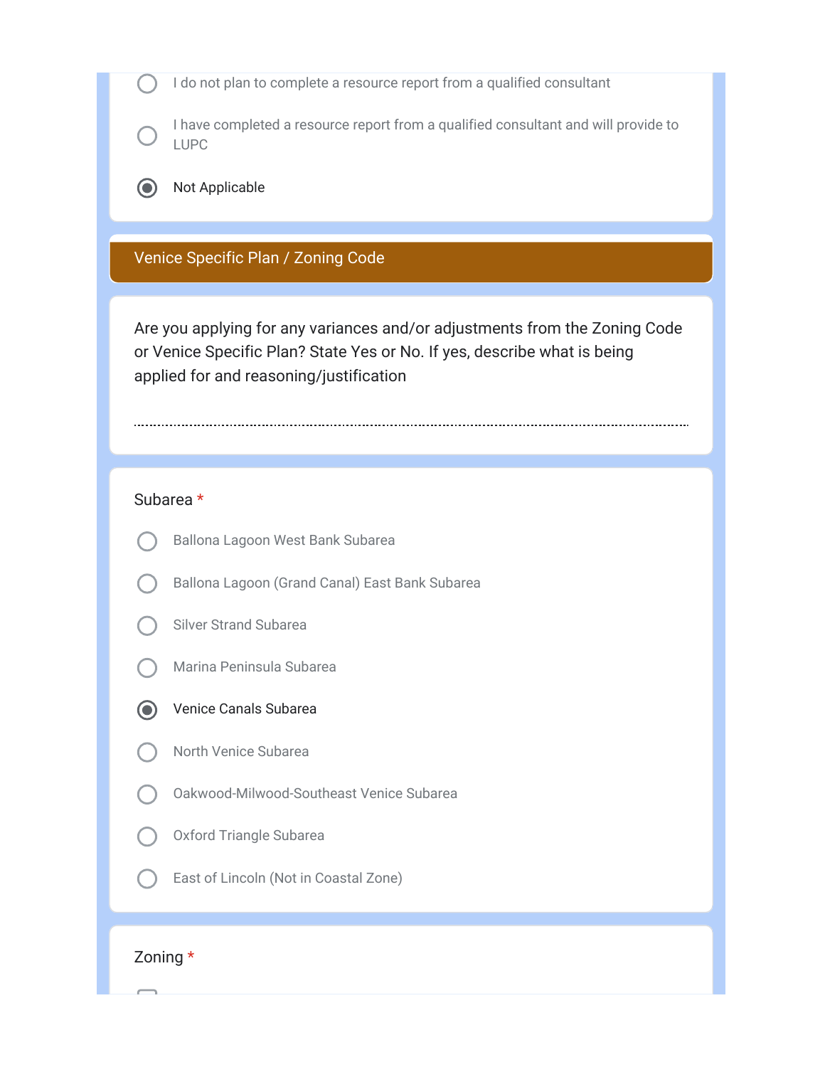- ○ I do not plan to complete a resource report from a qualified consultant
- ○ I have completed a resource report from a qualified consultant and will provide to LUPC
- ◉ Not Applicable

## Venice Specific Plan / Zoning Code

Are you applying for any variances and/or adjustments from the Zoning Code or Venice Specific Plan? State Yes or No. If yes, describe what is being applied for and reasoning/justification

Subarea *

- ○ Ballona Lagoon West Bank Subarea
- ○ Ballona Lagoon (Grand Canal) East Bank Subarea
- ○ Silver Strand Subarea
- ○ Marina Peninsula Subarea
- ◉ Venice Canals Subarea
- ○ North Venice Subarea
- ○ Oakwood-Milwood-Southeast Venice Subarea
- ○ Oxford Triangle Subarea
- ○ East of Lincoln (Not in Coastal Zone)

Zoning *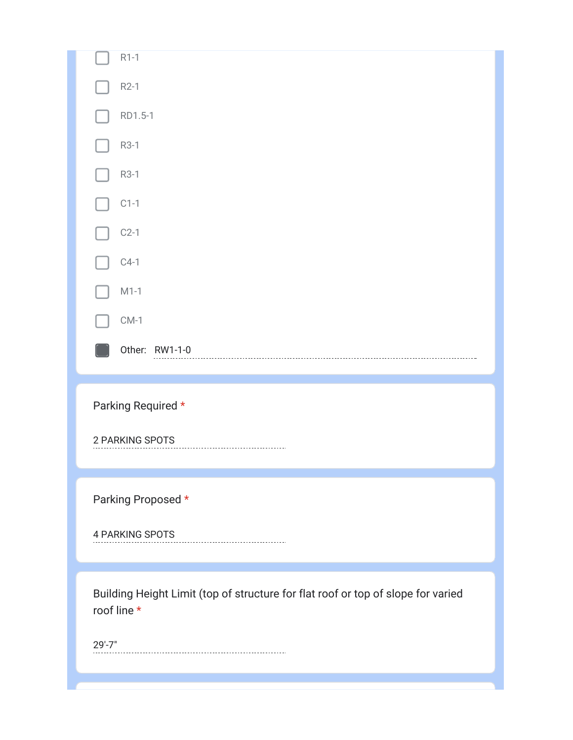- [ ] R1-1
- [ ] R2-1
- [ ] RD1.5-1
- [ ] R3-1
- [ ] R3-1
- [ ] C1-1
- [ ] C2-1
- [ ] C4-1
- [ ] M1-1
- [ ] CM-1
- [x] Other: RW1-1-0

Parking Required *

2 PARKING SPOTS

Parking Proposed *

4 PARKING SPOTS

Building Height Limit (top of structure for flat roof or top of slope for varied roof line *

29'-7"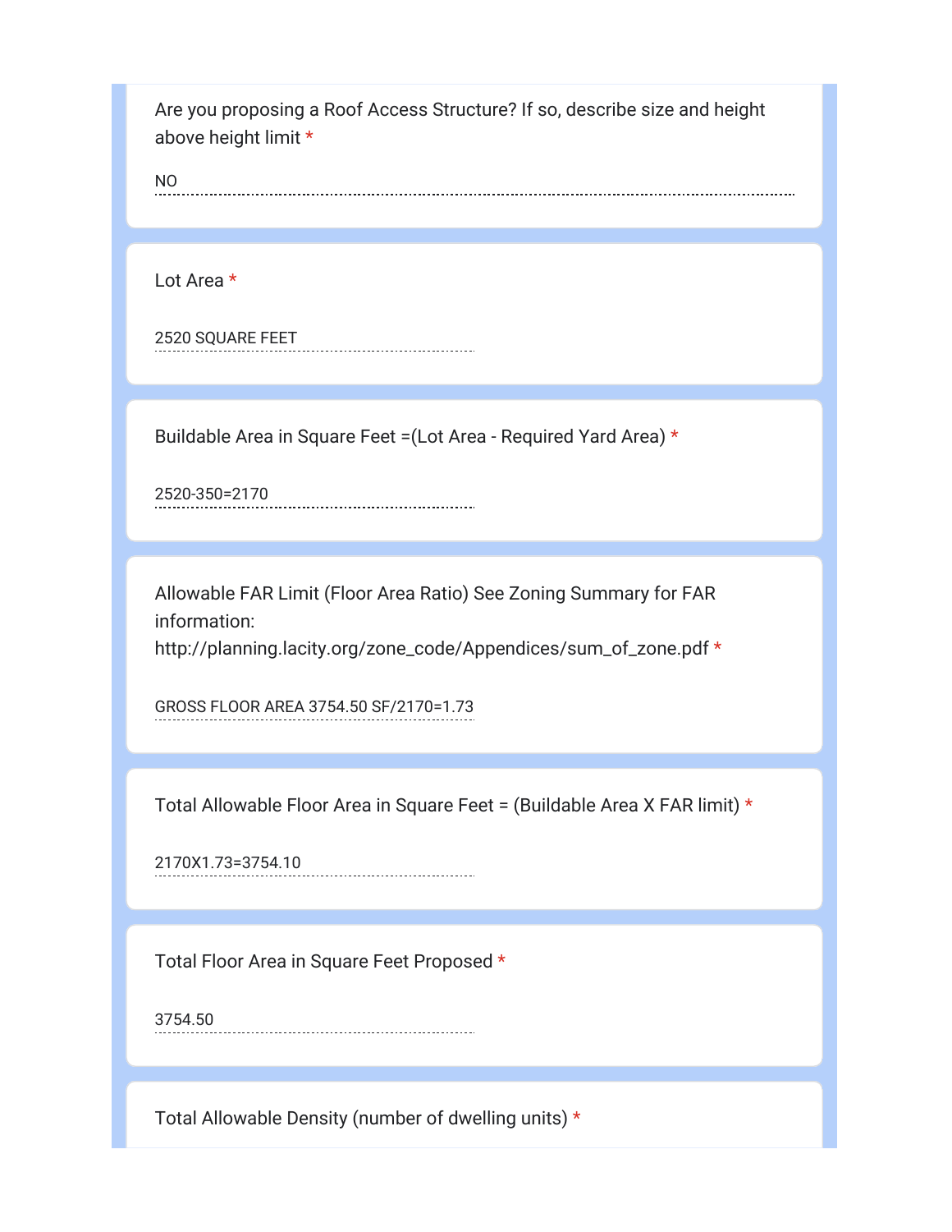Are you proposing a Roof Access Structure? If so, describe size and height above height limit *

NO

Lot Area *

2520 SQUARE FEET

Buildable Area in Square Feet =(Lot Area - Required Yard Area) *

2520-350=2170

Allowable FAR Limit (Floor Area Ratio) See Zoning Summary for FAR information: http://planning.lacity.org/zone_code/Appendices/sum_of_zone.pdf *

GROSS FLOOR AREA 3754.50 SF/2170=1.73

Total Allowable Floor Area in Square Feet = (Buildable Area X FAR limit) *

2170X1.73=3754.10

Total Floor Area in Square Feet Proposed *

3754.50

Total Allowable Density (number of dwelling units) *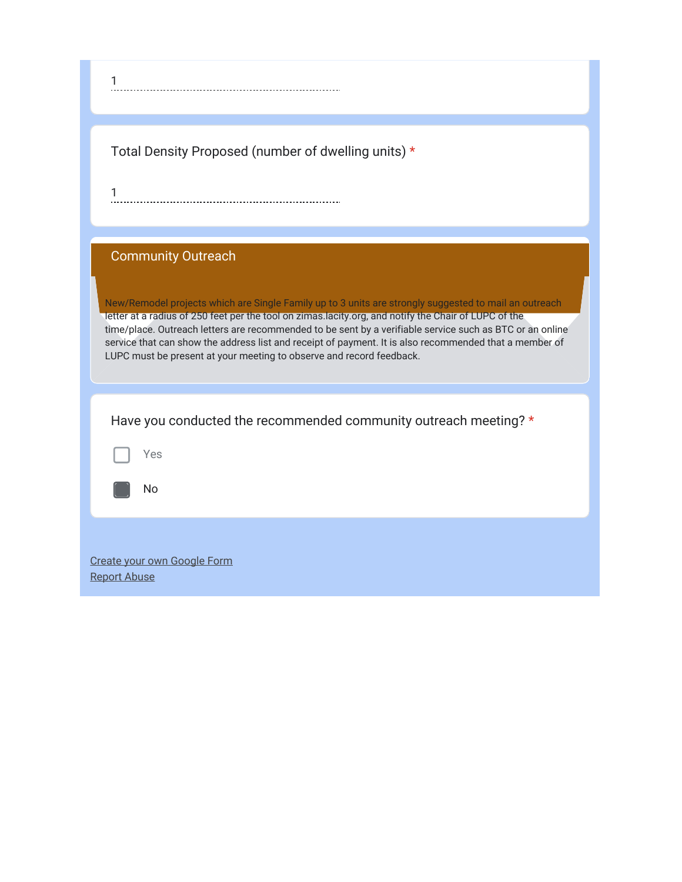1

Total Density Proposed (number of dwelling units) *

1

## Community Outreach

New/Remodel projects which are Single Family up to 3 units are strongly suggested to mail an outreach letter at a radius of 250 feet per the tool on zimas.lacity.org, and notify the Chair of LUPC of the time/place. Outreach letters are recommended to be sent by a verifiable service such as BTC or an online service that can show the address list and receipt of payment. It is also recommended that a member of LUPC must be present at your meeting to observe and record feedback.

Have you conducted the recommended community outreach meeting? *

- [ ] Yes
- [x] No

Create your own Google Form

Report Abuse